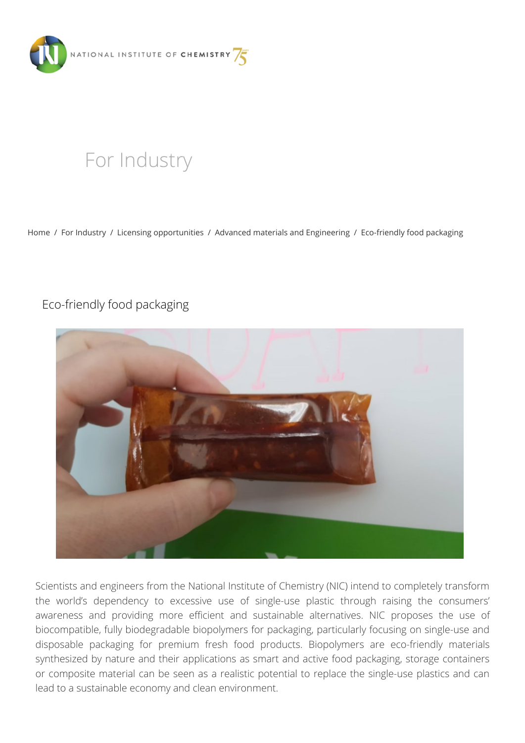NATIONAL INSTITUTE OF CHEMISTRY

# For Industry

Home / For Industry / Licensing opportunities / Advanced materials and Engineering / Eco-friendly food packaging

## Eco-friendly food packaging

Scientists and engineers from the National Institute of Chemistry (NIC) intend to completely transform the world's dependency to excessive use of single-use plastic through raising the consumers' awareness and providing more efficient and sustainable alternatives. NIC proposes the use of biocompatible, fully biodegradable biopolymers for packaging, particularly focusing on single-use and disposable packaging for premium fresh food products. Biopolymers are eco-friendly materials synthesized by nature and their applications as smart and active food packaging, storage containers or composite material can be seen as a realistic potential to replace the single-use plastics and can lead to a sustainable economy and clean environment.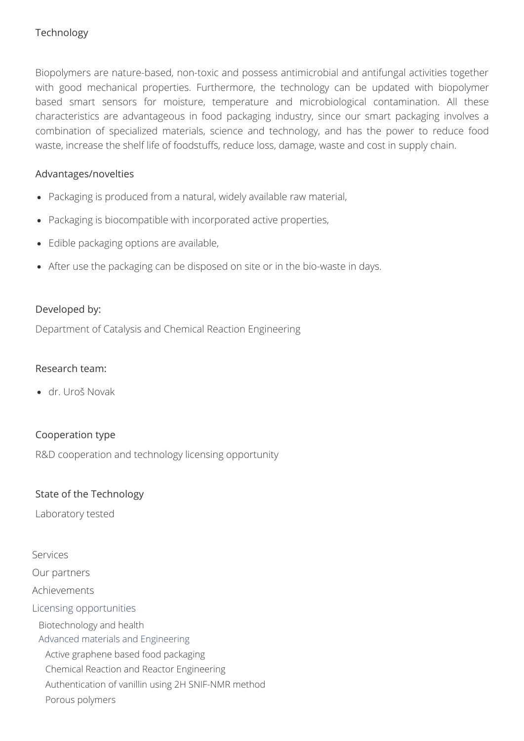## Technology

Biopolymers are nature-based, non-toxic and possess antimicrobial and antifungal activities together with good mechanical properties. Furthermore, the technology can be updated with biopolymer based smart sensors for moisture, temperature and microbiological contamination. All these characteristics are advantageous in food packaging industry, since our smart packaging involves a combination of specialized materials, science and technology, and has the power to reduce food waste, increase the shelf life of foodstuffs, reduce loss, damage, waste and cost in supply chain.

## Advantages/novelties

- Packaging is produced from a natural, widely available raw material,
- Packaging is biocompatible with incorporated active properties,
- Edible packaging options are available,
- After use the packaging can be disposed on site or in the bio-waste in days.

## Developed by:

Department of Catalysis and Chemical Reaction Engineering

## Research team:

- dr. Uroš Novak

## Cooperation type

R&D cooperation and technology licensing opportunity

## State of the Technology

Laboratory tested

- Services
- Our partners
- Achievements
- Licensing opportunities
  - Biotechnology and health
  - Advanced materials and Engineering
    - Active graphene based food packaging
    - Chemical Reaction and Reactor Engineering
    - Authentication of vanillin using 2H SNIF-NMR method
    - Porous polymers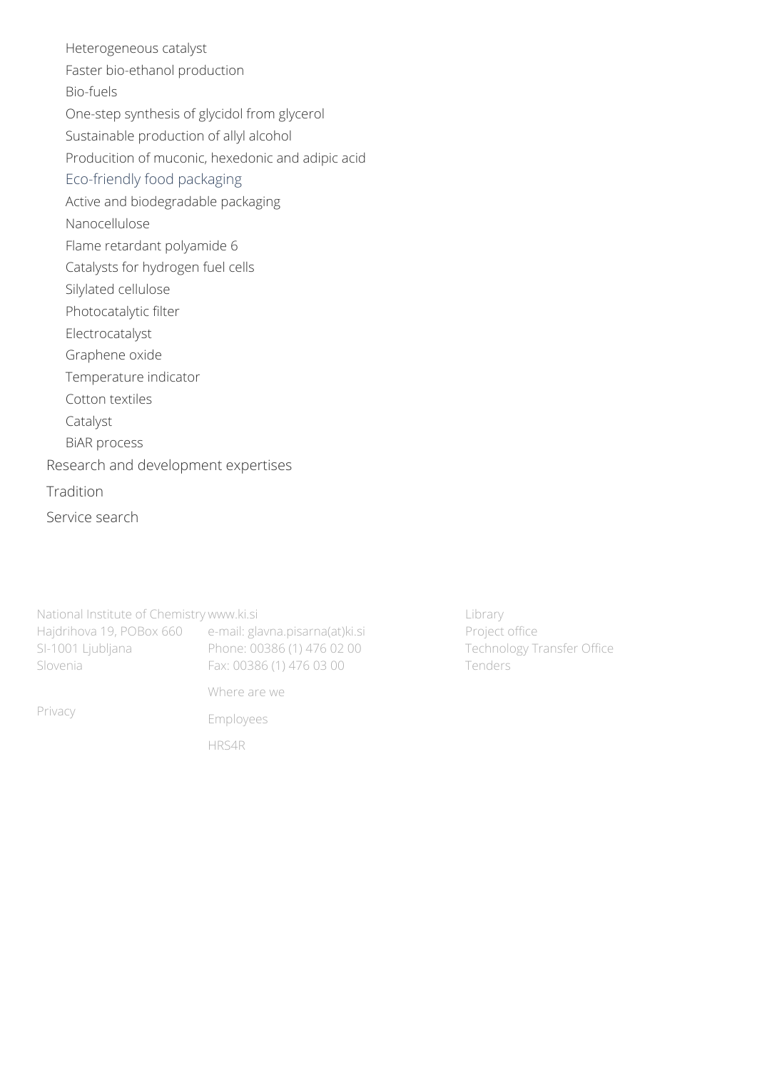- Heterogeneous catalyst
- Faster bio-ethanol production
- Bio-fuels
- One-step synthesis of glycidol from glycerol
- Sustainable production of allyl alcohol
- Producition of muconic, hexedonic and adipic acid
- Eco-friendly food packaging
- Active and biodegradable packaging
- Nanocellulose
- Flame retardant polyamide 6
- Catalysts for hydrogen fuel cells
- Silylated cellulose
- Photocatalytic filter
- Electrocatalyst
- Graphene oxide
- Temperature indicator
- Cotton textiles
- Catalyst
- BiAR process

Research and development expertises

Tradition

Service search

National Institute of Chemistry
Hajdrihova 19, POBox 660
SI-1001 Ljubljana
Slovenia

Privacy

www.ki.si
e-mail: glavna.pisarna(at)ki.si
Phone: 00386 (1) 476 02 00
Fax: 00386 (1) 476 03 00

Where are we

Employees

HRS4R

Library
Project office
Technology Transfer Office
Tenders